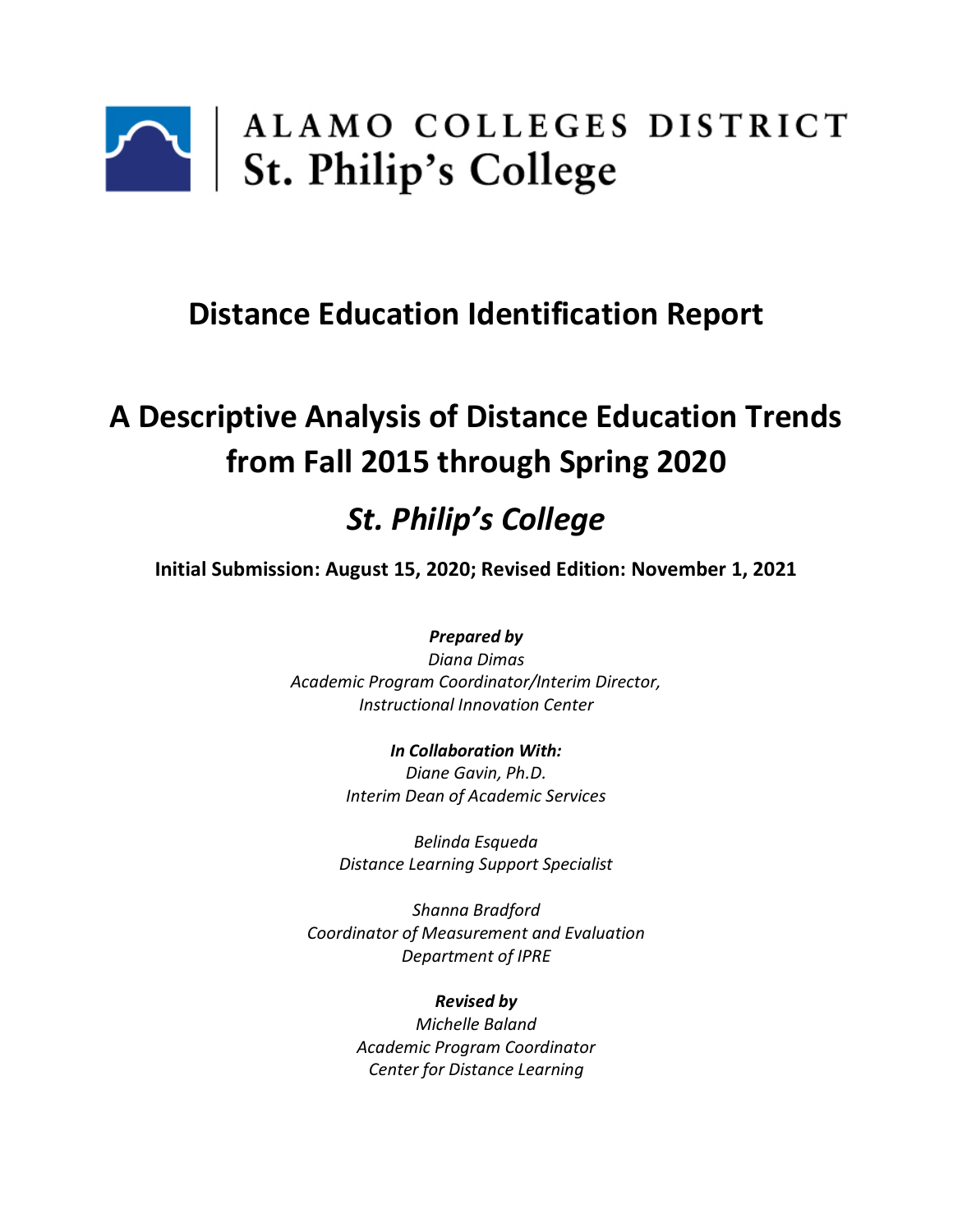ALAMO COLLEGES DISTRICT
St. Philip's College

# Distance Education Identification Report

# A Descriptive Analysis of Distance Education Trends from Fall 2015 through Spring 2020

## *St. Philip's College*

**Initial Submission: August 15, 2020; Revised Edition: November 1, 2021**

***Prepared by***
*Diana Dimas*
*Academic Program Coordinator/Interim Director,*
*Instructional Innovation Center*

***In Collaboration With:***
*Diane Gavin, Ph.D.*
*Interim Dean of Academic Services*

*Belinda Esqueda*
*Distance Learning Support Specialist*

*Shanna Bradford*
*Coordinator of Measurement and Evaluation*
*Department of IPRE*

***Revised by***
*Michelle Baland*
*Academic Program Coordinator*
*Center for Distance Learning*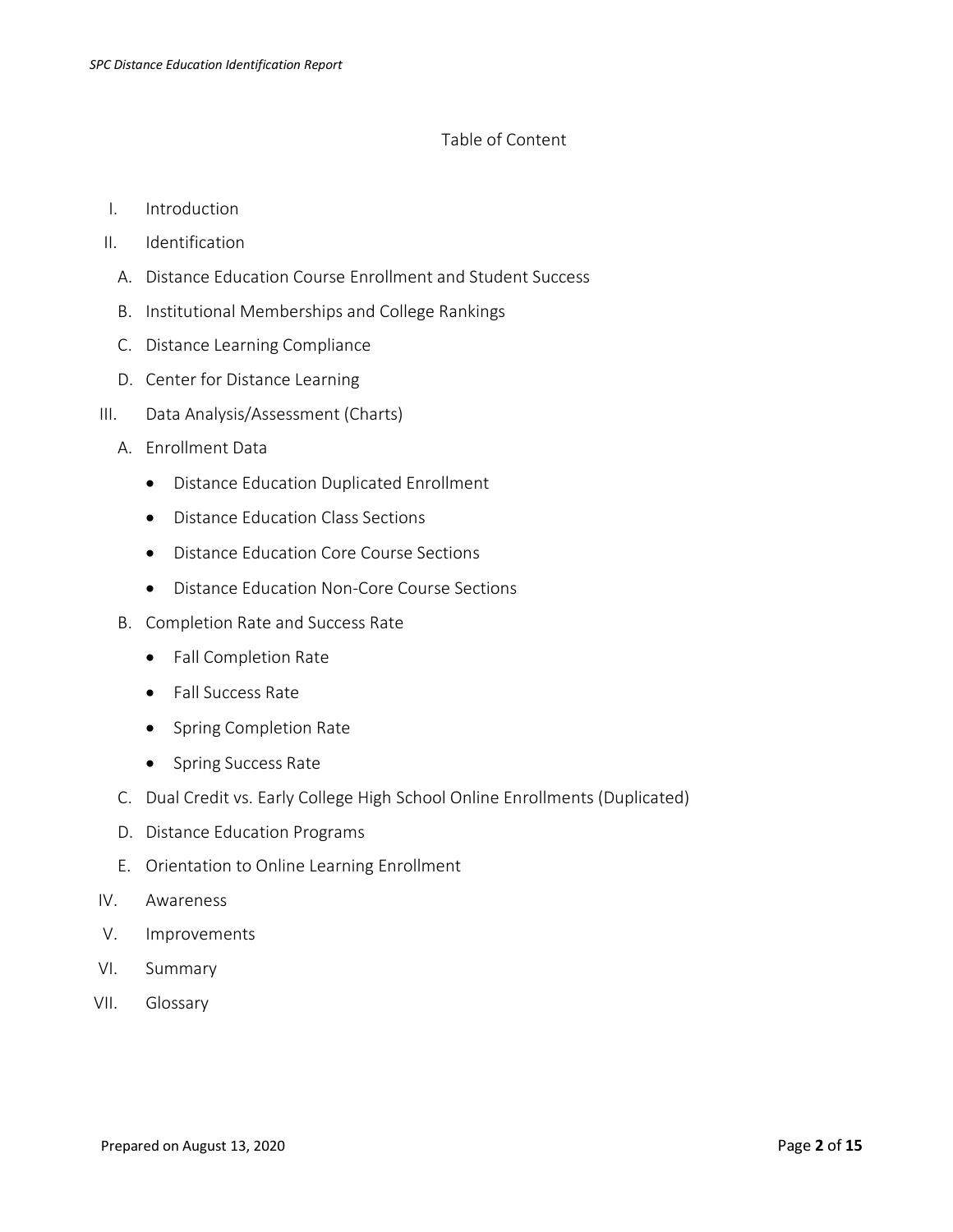# Table of Content

I. Introduction

II. Identification

   A. Distance Education Course Enrollment and Student Success

   B. Institutional Memberships and College Rankings

   C. Distance Learning Compliance

   D. Center for Distance Learning

III. Data Analysis/Assessment (Charts)

   A. Enrollment Data

      - Distance Education Duplicated Enrollment
      - Distance Education Class Sections
      - Distance Education Core Course Sections
      - Distance Education Non-Core Course Sections

   B. Completion Rate and Success Rate

      - Fall Completion Rate
      - Fall Success Rate
      - Spring Completion Rate
      - Spring Success Rate

   C. Dual Credit vs. Early College High School Online Enrollments (Duplicated)

   D. Distance Education Programs

   E. Orientation to Online Learning Enrollment

IV. Awareness

V. Improvements

VI. Summary

VII. Glossary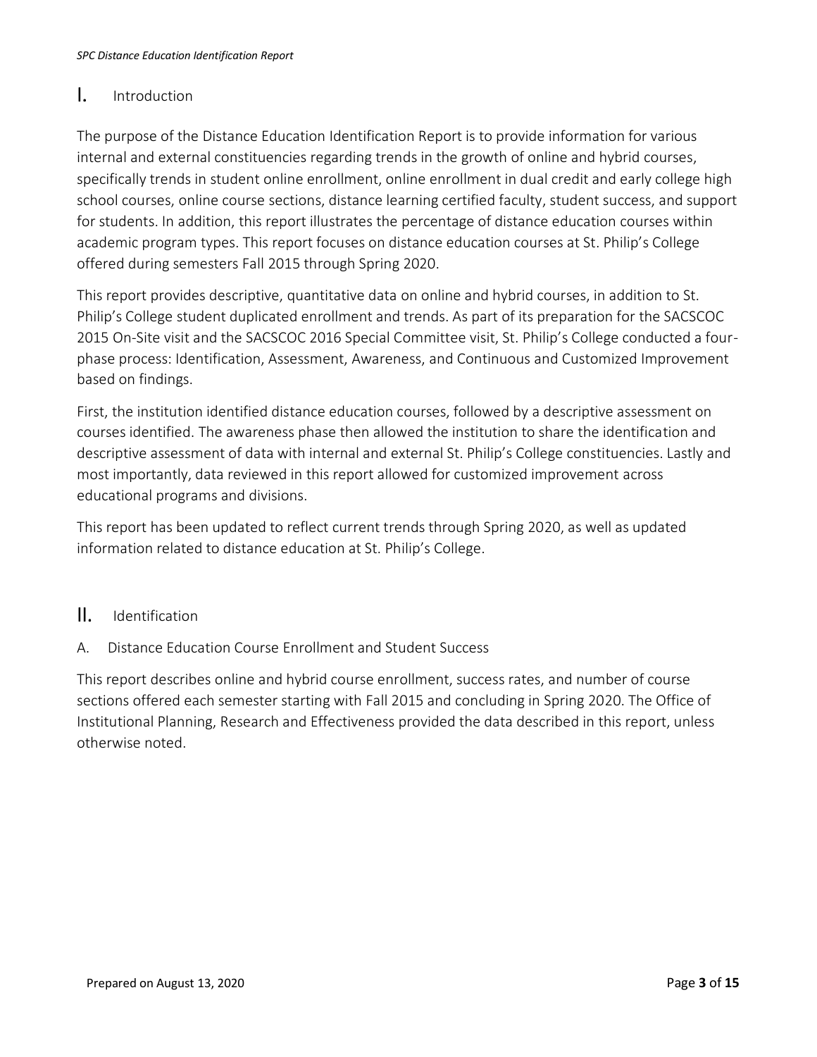# I. Introduction

The purpose of the Distance Education Identification Report is to provide information for various internal and external constituencies regarding trends in the growth of online and hybrid courses, specifically trends in student online enrollment, online enrollment in dual credit and early college high school courses, online course sections, distance learning certified faculty, student success, and support for students. In addition, this report illustrates the percentage of distance education courses within academic program types. This report focuses on distance education courses at St. Philip's College offered during semesters Fall 2015 through Spring 2020.

This report provides descriptive, quantitative data on online and hybrid courses, in addition to St. Philip's College student duplicated enrollment and trends. As part of its preparation for the SACSCOC 2015 On-Site visit and the SACSCOC 2016 Special Committee visit, St. Philip's College conducted a four-phase process: Identification, Assessment, Awareness, and Continuous and Customized Improvement based on findings.

First, the institution identified distance education courses, followed by a descriptive assessment on courses identified. The awareness phase then allowed the institution to share the identification and descriptive assessment of data with internal and external St. Philip's College constituencies. Lastly and most importantly, data reviewed in this report allowed for customized improvement across educational programs and divisions.

This report has been updated to reflect current trends through Spring 2020, as well as updated information related to distance education at St. Philip's College.

# II. Identification

## A. Distance Education Course Enrollment and Student Success

This report describes online and hybrid course enrollment, success rates, and number of course sections offered each semester starting with Fall 2015 and concluding in Spring 2020. The Office of Institutional Planning, Research and Effectiveness provided the data described in this report, unless otherwise noted.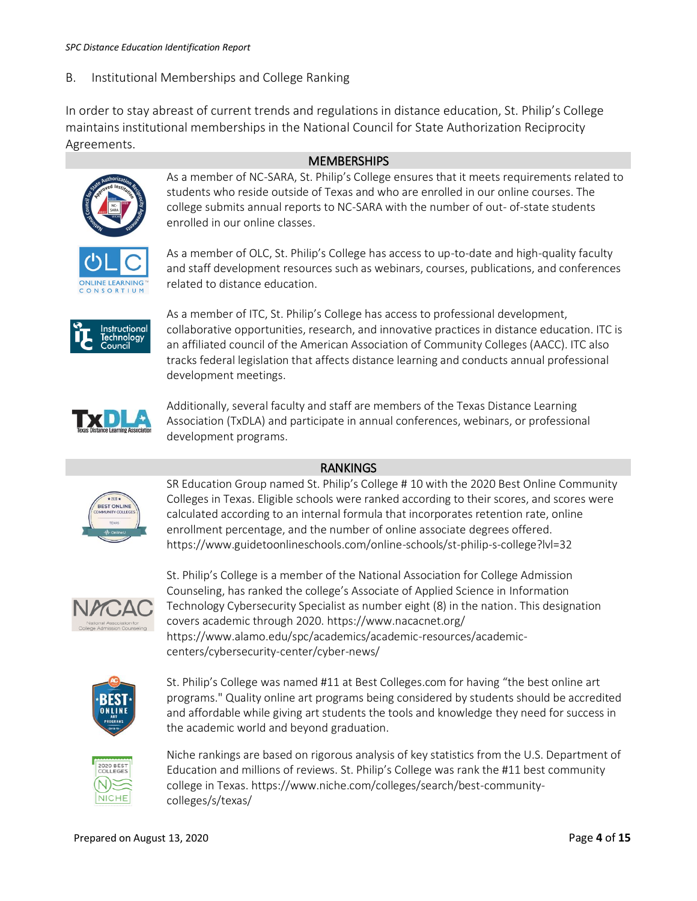## B. Institutional Memberships and College Ranking

In order to stay abreast of current trends and regulations in distance education, St. Philip's College maintains institutional memberships in the National Council for State Authorization Reciprocity Agreements.

### MEMBERSHIPS

As a member of NC-SARA, St. Philip's College ensures that it meets requirements related to students who reside outside of Texas and who are enrolled in our online courses. The college submits annual reports to NC-SARA with the number of out- of-state students enrolled in our online classes.

As a member of OLC, St. Philip's College has access to up-to-date and high-quality faculty and staff development resources such as webinars, courses, publications, and conferences related to distance education.

As a member of ITC, St. Philip's College has access to professional development, collaborative opportunities, research, and innovative practices in distance education. ITC is an affiliated council of the American Association of Community Colleges (AACC). ITC also tracks federal legislation that affects distance learning and conducts annual professional development meetings.

Additionally, several faculty and staff are members of the Texas Distance Learning Association (TxDLA) and participate in annual conferences, webinars, or professional development programs.

### RANKINGS

SR Education Group named St. Philip's College # 10 with the 2020 Best Online Community Colleges in Texas. Eligible schools were ranked according to their scores, and scores were calculated according to an internal formula that incorporates retention rate, online enrollment percentage, and the number of online associate degrees offered. https://www.guidetoonlineschools.com/online-schools/st-philip-s-college?lvl=32

St. Philip's College is a member of the National Association for College Admission Counseling, has ranked the college's Associate of Applied Science in Information Technology Cybersecurity Specialist as number eight (8) in the nation. This designation covers academic through 2020. https://www.nacacnet.org/ https://www.alamo.edu/spc/academics/academic-resources/academic-centers/cybersecurity-center/cyber-news/

St. Philip's College was named #11 at Best Colleges.com for having "the best online art programs." Quality online art programs being considered by students should be accredited and affordable while giving art students the tools and knowledge they need for success in the academic world and beyond graduation.

Niche rankings are based on rigorous analysis of key statistics from the U.S. Department of Education and millions of reviews. St. Philip's College was rank the #11 best community college in Texas. https://www.niche.com/colleges/search/best-community-colleges/s/texas/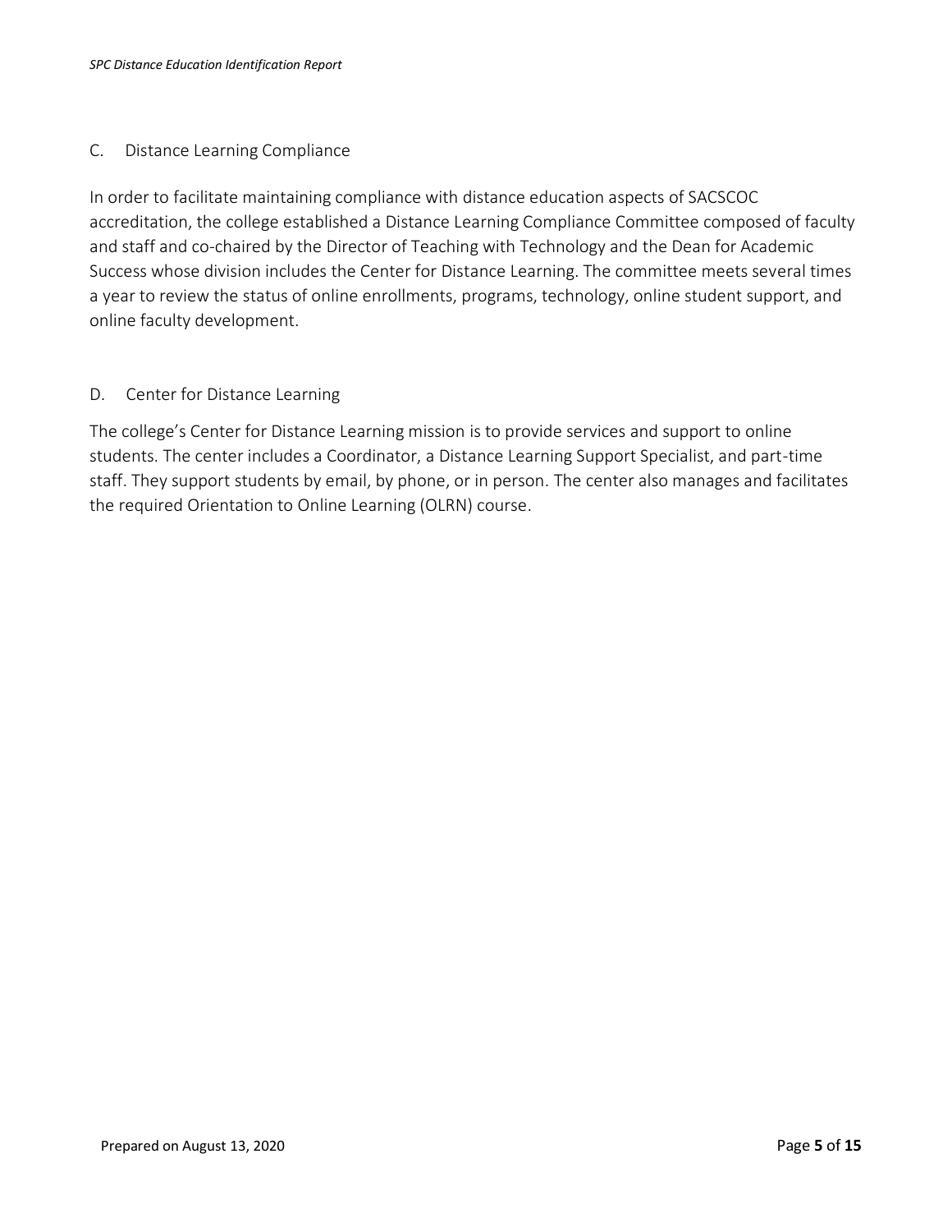## C. Distance Learning Compliance

In order to facilitate maintaining compliance with distance education aspects of SACSCOC accreditation, the college established a Distance Learning Compliance Committee composed of faculty and staff and co-chaired by the Director of Teaching with Technology and the Dean for Academic Success whose division includes the Center for Distance Learning. The committee meets several times a year to review the status of online enrollments, programs, technology, online student support, and online faculty development.

## D. Center for Distance Learning

The college's Center for Distance Learning mission is to provide services and support to online students. The center includes a Coordinator, a Distance Learning Support Specialist, and part-time staff. They support students by email, by phone, or in person. The center also manages and facilitates the required Orientation to Online Learning (OLRN) course.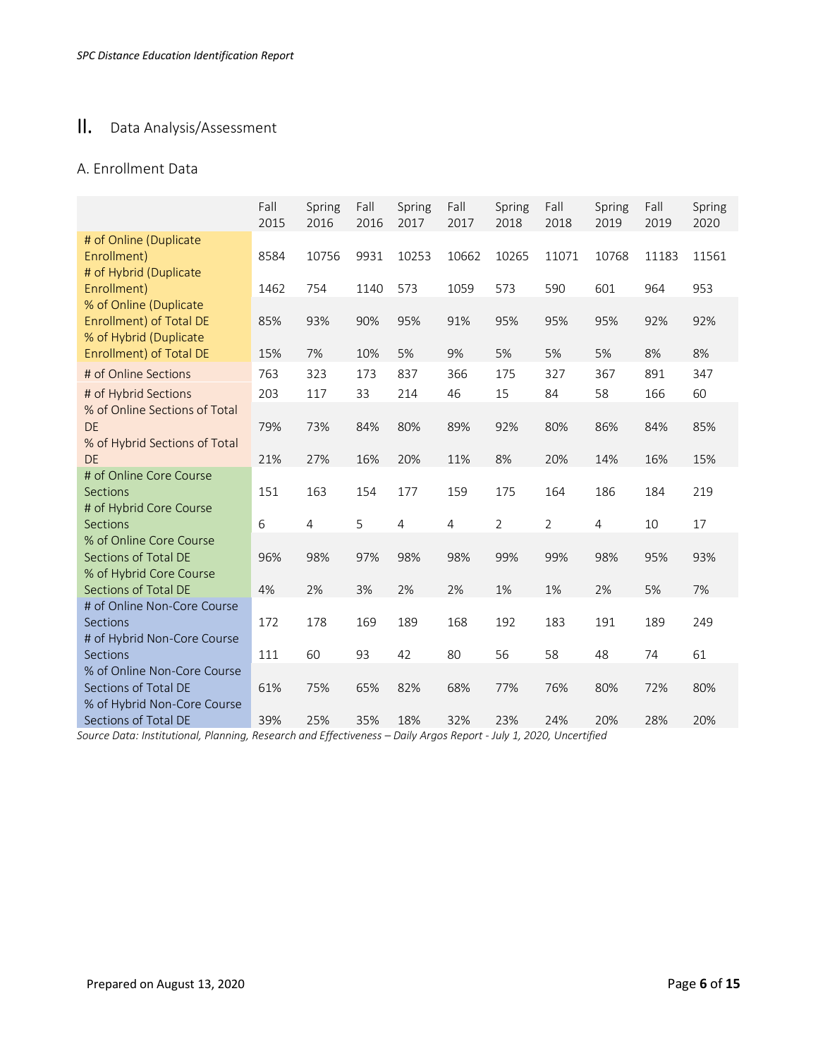## II. Data Analysis/Assessment

### A. Enrollment Data

| | Fall 2015 | Spring 2016 | Fall 2016 | Spring 2017 | Fall 2017 | Spring 2018 | Fall 2018 | Spring 2019 | Fall 2019 | Spring 2020 |
|---|---|---|---|---|---|---|---|---|---|---|
| # of Online (Duplicate Enrollment) | 8584 | 10756 | 9931 | 10253 | 10662 | 10265 | 11071 | 10768 | 11183 | 11561 |
| # of Hybrid (Duplicate Enrollment) | 1462 | 754 | 1140 | 573 | 1059 | 573 | 590 | 601 | 964 | 953 |
| % of Online (Duplicate Enrollment) of Total DE | 85% | 93% | 90% | 95% | 91% | 95% | 95% | 95% | 92% | 92% |
| % of Hybrid (Duplicate Enrollment) of Total DE | 15% | 7% | 10% | 5% | 9% | 5% | 5% | 5% | 8% | 8% |
| # of Online Sections | 763 | 323 | 173 | 837 | 366 | 175 | 327 | 367 | 891 | 347 |
| # of Hybrid Sections | 203 | 117 | 33 | 214 | 46 | 15 | 84 | 58 | 166 | 60 |
| % of Online Sections of Total DE | 79% | 73% | 84% | 80% | 89% | 92% | 80% | 86% | 84% | 85% |
| % of Hybrid Sections of Total DE | 21% | 27% | 16% | 20% | 11% | 8% | 20% | 14% | 16% | 15% |
| # of Online Core Course Sections | 151 | 163 | 154 | 177 | 159 | 175 | 164 | 186 | 184 | 219 |
| # of Hybrid Core Course Sections | 6 | 4 | 5 | 4 | 4 | 2 | 2 | 4 | 10 | 17 |
| % of Online Core Course Sections of Total DE | 96% | 98% | 97% | 98% | 98% | 99% | 99% | 98% | 95% | 93% |
| % of Hybrid Core Course Sections of Total DE | 4% | 2% | 3% | 2% | 2% | 1% | 1% | 2% | 5% | 7% |
| # of Online Non-Core Course Sections | 172 | 178 | 169 | 189 | 168 | 192 | 183 | 191 | 189 | 249 |
| # of Hybrid Non-Core Course Sections | 111 | 60 | 93 | 42 | 80 | 56 | 58 | 48 | 74 | 61 |
| % of Online Non-Core Course Sections of Total DE | 61% | 75% | 65% | 82% | 68% | 77% | 76% | 80% | 72% | 80% |
| % of Hybrid Non-Core Course Sections of Total DE | 39% | 25% | 35% | 18% | 32% | 23% | 24% | 20% | 28% | 20% |

*Source Data: Institutional, Planning, Research and Effectiveness – Daily Argos Report - July 1, 2020, Uncertified*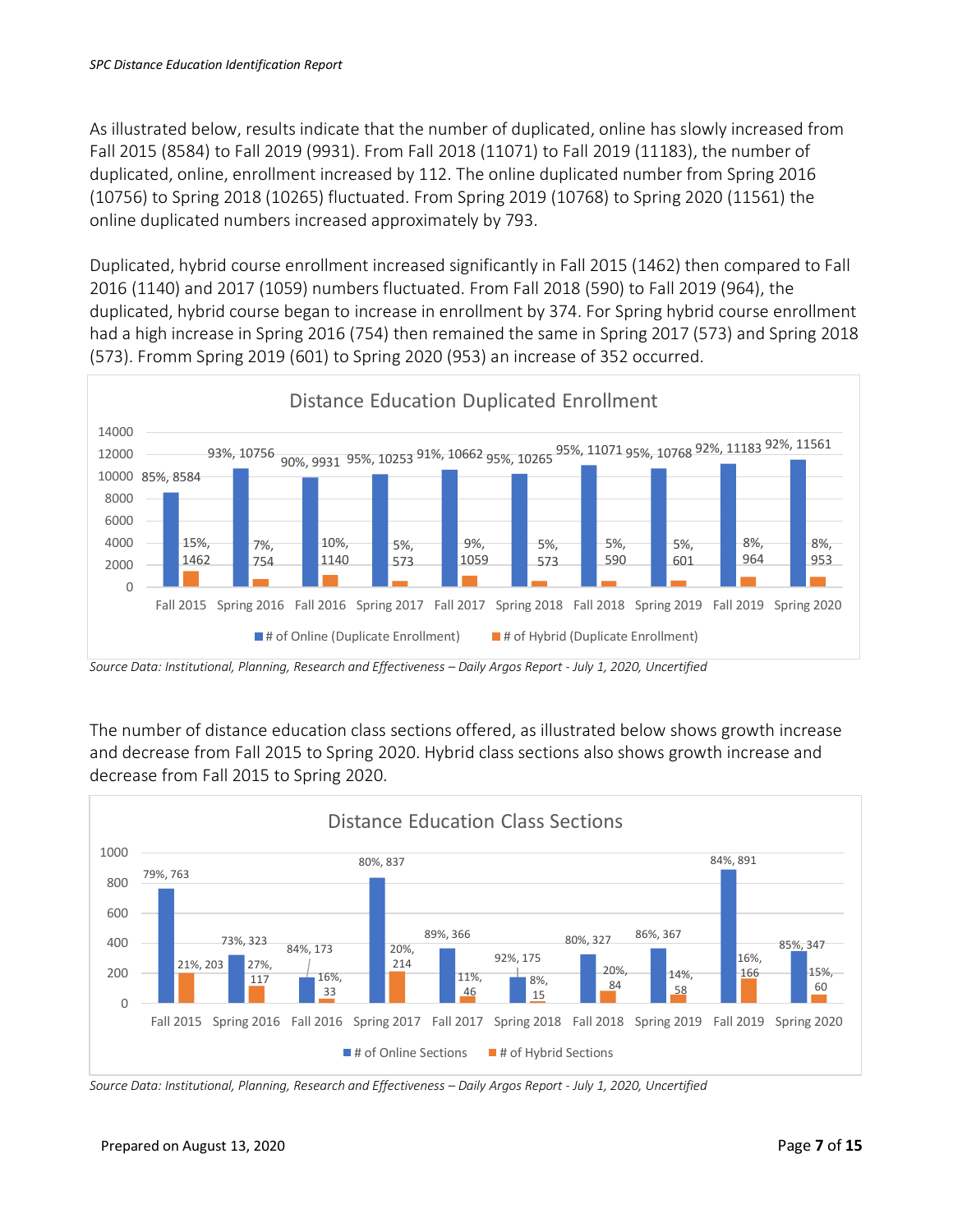As illustrated below, results indicate that the number of duplicated, online has slowly increased from Fall 2015 (8584) to Fall 2019 (9931). From Fall 2018 (11071) to Fall 2019 (11183), the number of duplicated, online, enrollment increased by 112. The online duplicated number from Spring 2016 (10756) to Spring 2018 (10265) fluctuated. From Spring 2019 (10768) to Spring 2020 (11561) the online duplicated numbers increased approximately by 793.

Duplicated, hybrid course enrollment increased significantly in Fall 2015 (1462) then compared to Fall 2016 (1140) and 2017 (1059) numbers fluctuated. From Fall 2018 (590) to Fall 2019 (964), the duplicated, hybrid course began to increase in enrollment by 374. For Spring hybrid course enrollment had a high increase in Spring 2016 (754) then remained the same in Spring 2017 (573) and Spring 2018 (573). Fromm Spring 2019 (601) to Spring 2020 (953) an increase of 352 occurred.

**Distance Education Duplicated Enrollment**

| Term | # of Online (Duplicate Enrollment) | # of Hybrid (Duplicate Enrollment) |
|---|---|---|
| Fall 2015 | 85%, 8584 | 15%, 1462 |
| Spring 2016 | 93%, 10756 | 7%, 754 |
| Fall 2016 | 90%, 9931 | 10%, 1140 |
| Spring 2017 | 95%, 10253 | 5%, 573 |
| Fall 2017 | 91%, 10662 | 9%, 1059 |
| Spring 2018 | 95%, 10265 | 5%, 573 |
| Fall 2018 | 95%, 11071 | 5%, 590 |
| Spring 2019 | 95%, 10768 | 5%, 601 |
| Fall 2019 | 92%, 11183 | 8%, 964 |
| Spring 2020 | 92%, 11561 | 8%, 953 |

*Source Data: Institutional, Planning, Research and Effectiveness – Daily Argos Report - July 1, 2020, Uncertified*

The number of distance education class sections offered, as illustrated below shows growth increase and decrease from Fall 2015 to Spring 2020. Hybrid class sections also shows growth increase and decrease from Fall 2015 to Spring 2020.

**Distance Education Class Sections**

| Term | # of Online Sections | # of Hybrid Sections |
|---|---|---|
| Fall 2015 | 79%, 763 | 21%, 203 |
| Spring 2016 | 73%, 323 | 27%, 117 |
| Fall 2016 | 84%, 173 | 16%, 33 |
| Spring 2017 | 80%, 837 | 20%, 214 |
| Fall 2017 | 89%, 366 | 11%, 46 |
| Spring 2018 | 92%, 175 | 8%, 15 |
| Fall 2018 | 80%, 327 | 20%, 84 |
| Spring 2019 | 86%, 367 | 14%, 58 |
| Fall 2019 | 84%, 891 | 16%, 166 |
| Spring 2020 | 85%, 347 | 15%, 60 |

*Source Data: Institutional, Planning, Research and Effectiveness – Daily Argos Report - July 1, 2020, Uncertified*

Prepared on August 13, 2020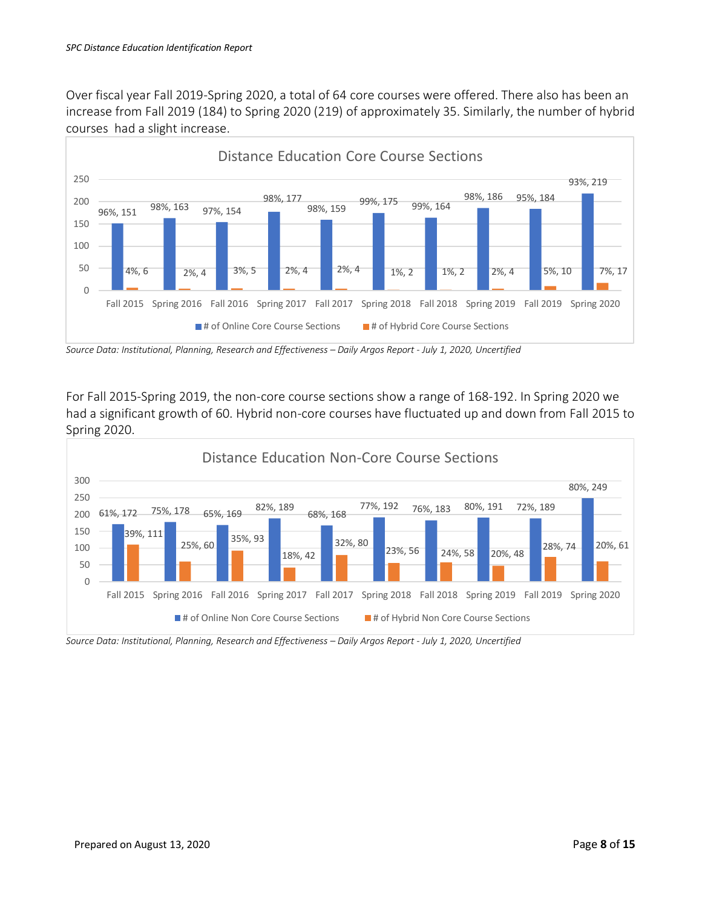Over fiscal year Fall 2019-Spring 2020, a total of 64 core courses were offered. There also has been an increase from Fall 2019 (184) to Spring 2020 (219) of approximately 35. Similarly, the number of hybrid courses had a slight increase.

**Distance Education Core Course Sections**

| Term | # of Online Core Course Sections | # of Hybrid Core Course Sections |
|---|---|---|
| Fall 2015 | 96%, 151 | 4%, 6 |
| Spring 2016 | 98%, 163 | 2%, 4 |
| Fall 2016 | 97%, 154 | 3%, 5 |
| Spring 2017 | 98%, 177 | 2%, 4 |
| Fall 2017 | 98%, 159 | 2%, 4 |
| Spring 2018 | 99%, 175 | 1%, 2 |
| Fall 2018 | 99%, 164 | 1%, 2 |
| Spring 2019 | 98%, 186 | 2%, 4 |
| Fall 2019 | 95%, 184 | 5%, 10 |
| Spring 2020 | 93%, 219 | 7%, 17 |

*Source Data: Institutional, Planning, Research and Effectiveness – Daily Argos Report - July 1, 2020, Uncertified*

For Fall 2015-Spring 2019, the non-core course sections show a range of 168-192. In Spring 2020 we had a significant growth of 60. Hybrid non-core courses have fluctuated up and down from Fall 2015 to Spring 2020.

**Distance Education Non-Core Course Sections**

| Term | # of Online Non Core Course Sections | # of Hybrid Non Core Course Sections |
|---|---|---|
| Fall 2015 | 61%, 172 | 39%, 111 |
| Spring 2016 | 75%, 178 | 25%, 60 |
| Fall 2016 | 65%, 169 | 35%, 93 |
| Spring 2017 | 82%, 189 | 18%, 42 |
| Fall 2017 | 68%, 168 | 32%, 80 |
| Spring 2018 | 77%, 192 | 23%, 56 |
| Fall 2018 | 76%, 183 | 24%, 58 |
| Spring 2019 | 80%, 191 | 20%, 48 |
| Fall 2019 | 72%, 189 | 28%, 74 |
| Spring 2020 | 80%, 249 | 20%, 61 |

*Source Data: Institutional, Planning, Research and Effectiveness – Daily Argos Report - July 1, 2020, Uncertified*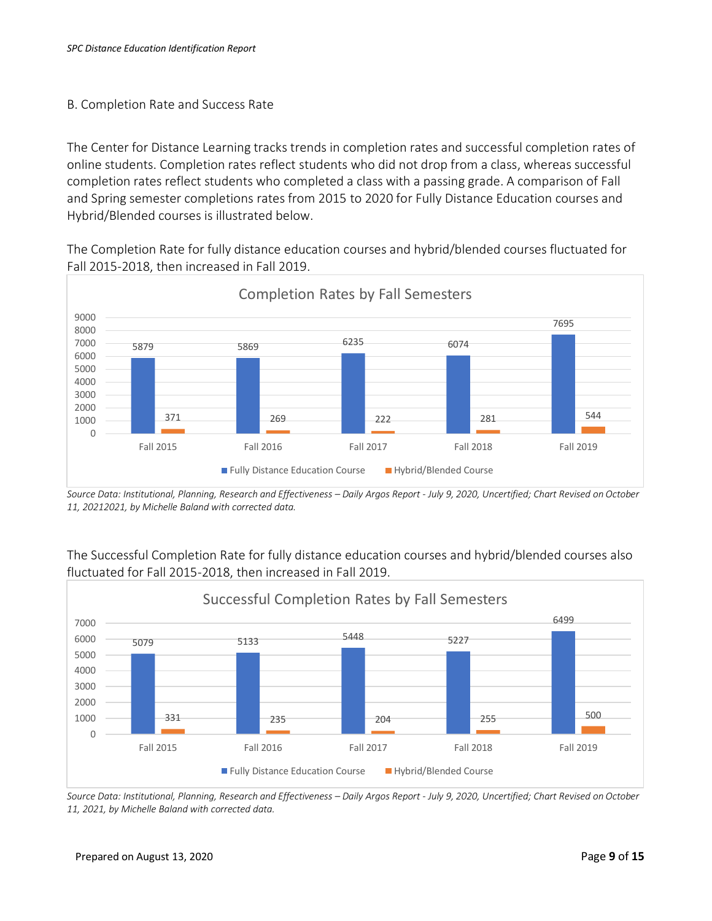B. Completion Rate and Success Rate

The Center for Distance Learning tracks trends in completion rates and successful completion rates of online students. Completion rates reflect students who did not drop from a class, whereas successful completion rates reflect students who completed a class with a passing grade. A comparison of Fall and Spring semester completions rates from 2015 to 2020 for Fully Distance Education courses and Hybrid/Blended courses is illustrated below.

The Completion Rate for fully distance education courses and hybrid/blended courses fluctuated for Fall 2015-2018, then increased in Fall 2019.

**Completion Rates by Fall Semesters**

| | Fall 2015 | Fall 2016 | Fall 2017 | Fall 2018 | Fall 2019 |
|---|---|---|---|---|---|
| Fully Distance Education Course | 5879 | 5869 | 6235 | 6074 | 7695 |
| Hybrid/Blended Course | 371 | 269 | 222 | 281 | 544 |

*Source Data: Institutional, Planning, Research and Effectiveness – Daily Argos Report - July 9, 2020, Uncertified; Chart Revised on October 11, 20212021, by Michelle Baland with corrected data.*

The Successful Completion Rate for fully distance education courses and hybrid/blended courses also fluctuated for Fall 2015-2018, then increased in Fall 2019.

**Successful Completion Rates by Fall Semesters**

| | Fall 2015 | Fall 2016 | Fall 2017 | Fall 2018 | Fall 2019 |
|---|---|---|---|---|---|
| Fully Distance Education Course | 5079 | 5133 | 5448 | 5227 | 6499 |
| Hybrid/Blended Course | 331 | 235 | 204 | 255 | 500 |

*Source Data: Institutional, Planning, Research and Effectiveness – Daily Argos Report - July 9, 2020, Uncertified; Chart Revised on October 11, 2021, by Michelle Baland with corrected data.*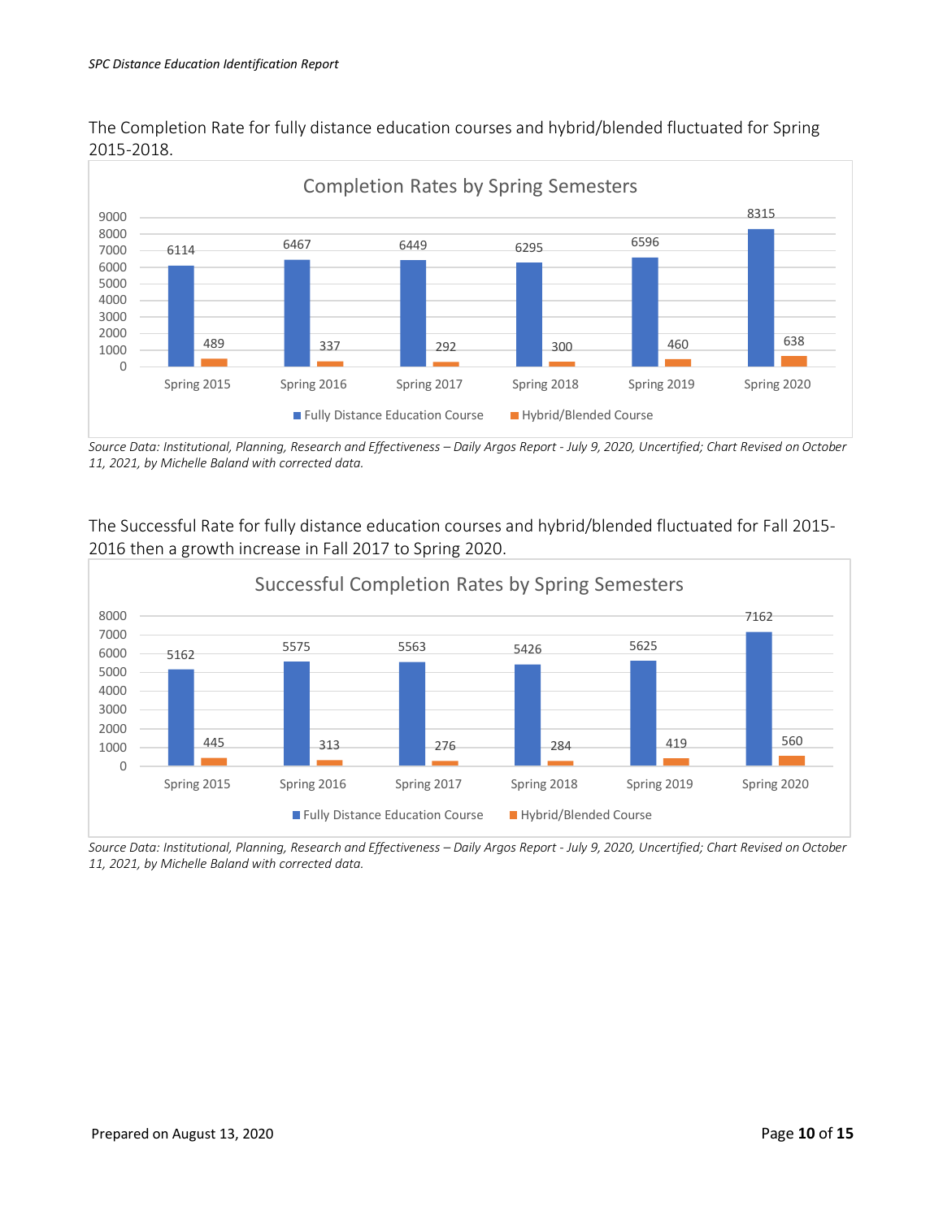The Completion Rate for fully distance education courses and hybrid/blended fluctuated for Spring 2015-2018.

**Completion Rates by Spring Semesters**

| | Spring 2015 | Spring 2016 | Spring 2017 | Spring 2018 | Spring 2019 | Spring 2020 |
|---|---|---|---|---|---|---|
| Fully Distance Education Course | 6114 | 6467 | 6449 | 6295 | 6596 | 8315 |
| Hybrid/Blended Course | 489 | 337 | 292 | 300 | 460 | 638 |

*Source Data: Institutional, Planning, Research and Effectiveness – Daily Argos Report - July 9, 2020, Uncertified; Chart Revised on October 11, 2021, by Michelle Baland with corrected data.*

The Successful Rate for fully distance education courses and hybrid/blended fluctuated for Fall 2015-2016 then a growth increase in Fall 2017 to Spring 2020.

**Successful Completion Rates by Spring Semesters**

| | Spring 2015 | Spring 2016 | Spring 2017 | Spring 2018 | Spring 2019 | Spring 2020 |
|---|---|---|---|---|---|---|
| Fully Distance Education Course | 5162 | 5575 | 5563 | 5426 | 5625 | 7162 |
| Hybrid/Blended Course | 445 | 313 | 276 | 284 | 419 | 560 |

*Source Data: Institutional, Planning, Research and Effectiveness – Daily Argos Report - July 9, 2020, Uncertified; Chart Revised on October 11, 2021, by Michelle Baland with corrected data.*

Prepared on August 13, 2020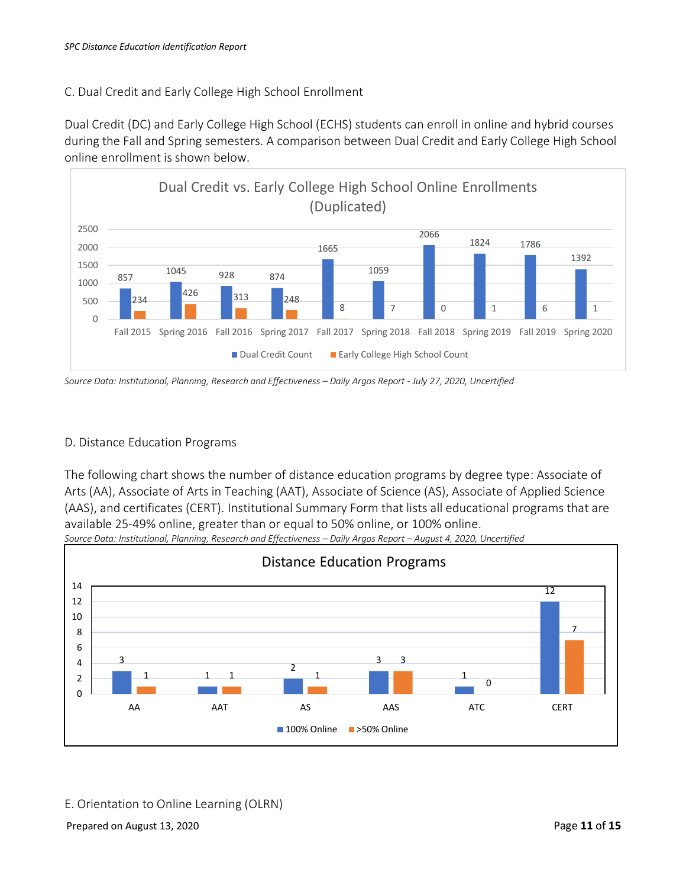## C. Dual Credit and Early College High School Enrollment

Dual Credit (DC) and Early College High School (ECHS) students can enroll in online and hybrid courses during the Fall and Spring semesters. A comparison between Dual Credit and Early College High School online enrollment is shown below.

**Dual Credit vs. Early College High School Online Enrollments (Duplicated)**

| Term | Dual Credit Count | Early College High School Count |
|---|---|---|
| Fall 2015 | 857 | 234 |
| Spring 2016 | 1045 | 426 |
| Fall 2016 | 928 | 313 |
| Spring 2017 | 874 | 248 |
| Fall 2017 | 1665 | 8 |
| Spring 2018 | 1059 | 7 |
| Fall 2018 | 2066 | 0 |
| Spring 2019 | 1824 | 1 |
| Fall 2019 | 1786 | 6 |
| Spring 2020 | 1392 | 1 |

*Source Data: Institutional, Planning, Research and Effectiveness – Daily Argos Report - July 27, 2020, Uncertified*

## D. Distance Education Programs

The following chart shows the number of distance education programs by degree type: Associate of Arts (AA), Associate of Arts in Teaching (AAT), Associate of Science (AS), Associate of Applied Science (AAS), and certificates (CERT). Institutional Summary Form that lists all educational programs that are available 25-49% online, greater than or equal to 50% online, or 100% online.

*Source Data: Institutional, Planning, Research and Effectiveness – Daily Argos Report – August 4, 2020, Uncertified*

**Distance Education Programs**

| Degree Type | 100% Online | >50% Online |
|---|---|---|
| AA | 3 | 1 |
| AAT | 1 | 1 |
| AS | 2 | 1 |
| AAS | 3 | 3 |
| ATC | 1 | 0 |
| CERT | 12 | 7 |

## E. Orientation to Online Learning (OLRN)

Prepared on August 13, 2020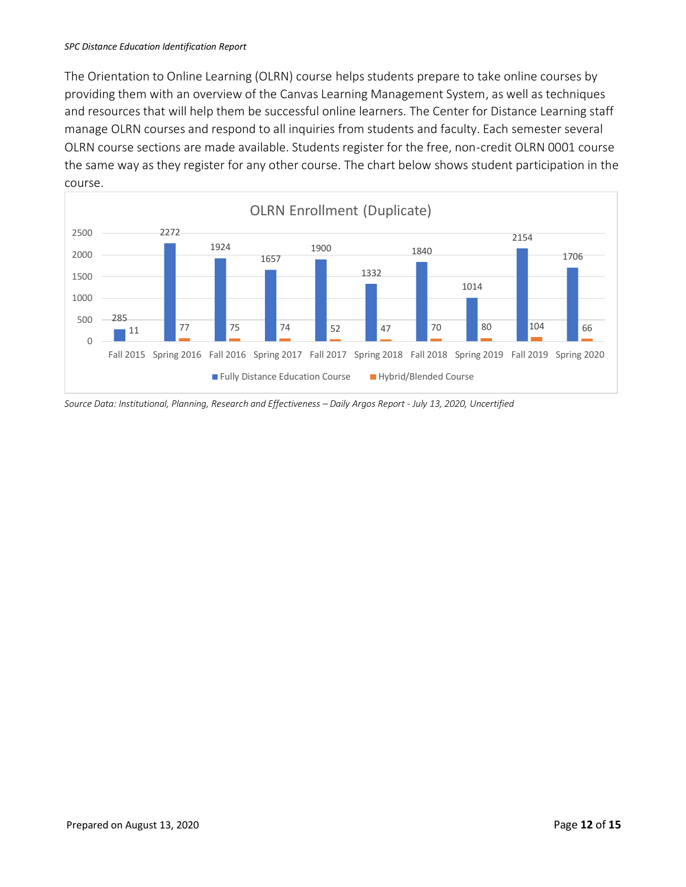The Orientation to Online Learning (OLRN) course helps students prepare to take online courses by providing them with an overview of the Canvas Learning Management System, as well as techniques and resources that will help them be successful online learners. The Center for Distance Learning staff manage OLRN courses and respond to all inquiries from students and faculty. Each semester several OLRN course sections are made available. Students register for the free, non-credit OLRN 0001 course the same way as they register for any other course. The chart below shows student participation in the course.

**OLRN Enrollment (Duplicate)**

| Term | Fully Distance Education Course | Hybrid/Blended Course |
| --- | --- | --- |
| Fall 2015 | 285 | 11 |
| Spring 2016 | 2272 | 77 |
| Fall 2016 | 1924 | 75 |
| Spring 2017 | 1657 | 74 |
| Fall 2017 | 1900 | 52 |
| Spring 2018 | 1332 | 47 |
| Fall 2018 | 1840 | 70 |
| Spring 2019 | 1014 | 80 |
| Fall 2019 | 2154 | 104 |
| Spring 2020 | 1706 | 66 |

*Source Data: Institutional, Planning, Research and Effectiveness – Daily Argos Report - July 13, 2020, Uncertified*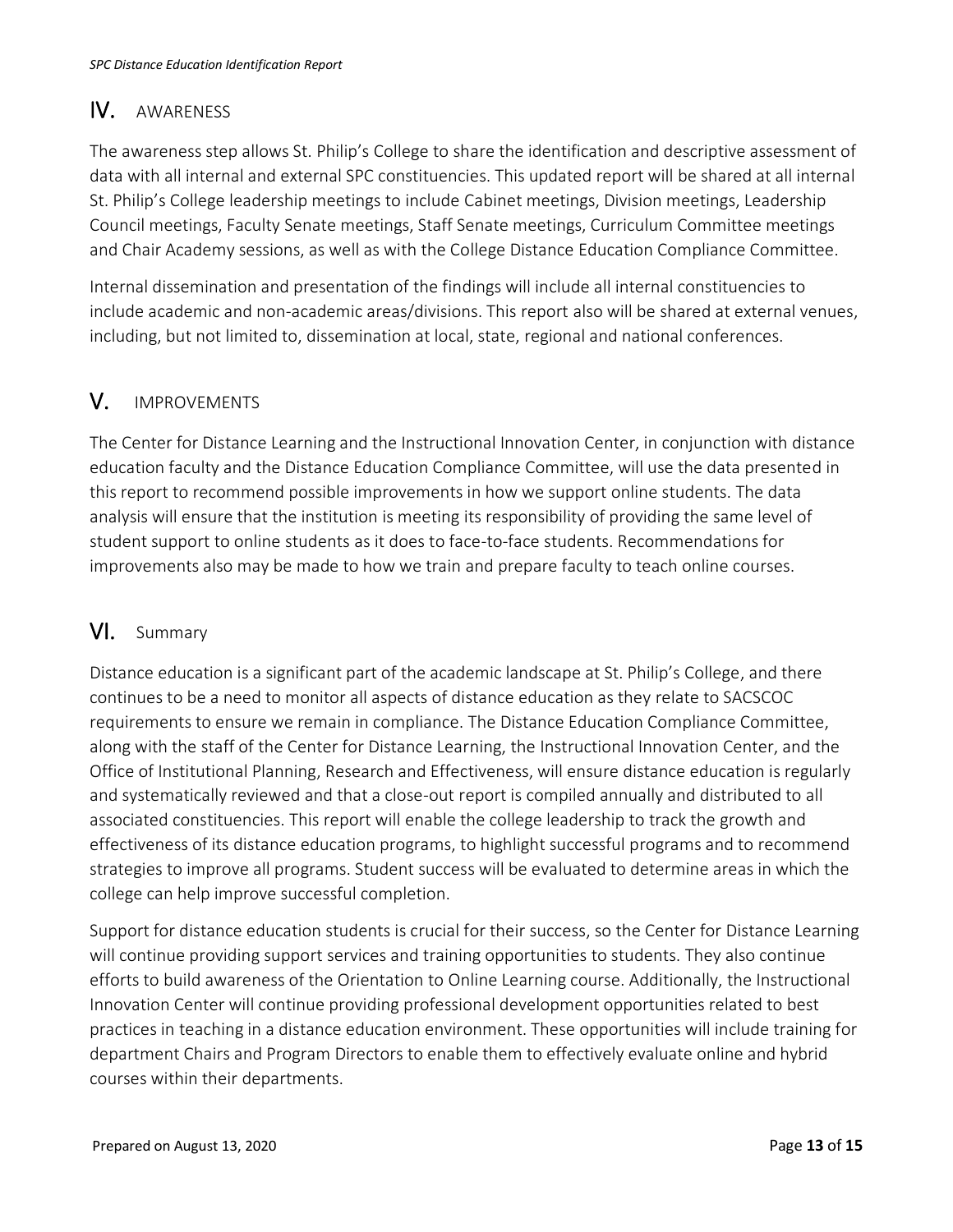## IV. AWARENESS

The awareness step allows St. Philip's College to share the identification and descriptive assessment of data with all internal and external SPC constituencies. This updated report will be shared at all internal St. Philip's College leadership meetings to include Cabinet meetings, Division meetings, Leadership Council meetings, Faculty Senate meetings, Staff Senate meetings, Curriculum Committee meetings and Chair Academy sessions, as well as with the College Distance Education Compliance Committee.

Internal dissemination and presentation of the findings will include all internal constituencies to include academic and non-academic areas/divisions. This report also will be shared at external venues, including, but not limited to, dissemination at local, state, regional and national conferences.

## V. IMPROVEMENTS

The Center for Distance Learning and the Instructional Innovation Center, in conjunction with distance education faculty and the Distance Education Compliance Committee, will use the data presented in this report to recommend possible improvements in how we support online students. The data analysis will ensure that the institution is meeting its responsibility of providing the same level of student support to online students as it does to face-to-face students. Recommendations for improvements also may be made to how we train and prepare faculty to teach online courses.

## VI. Summary

Distance education is a significant part of the academic landscape at St. Philip's College, and there continues to be a need to monitor all aspects of distance education as they relate to SACSCOC requirements to ensure we remain in compliance. The Distance Education Compliance Committee, along with the staff of the Center for Distance Learning, the Instructional Innovation Center, and the Office of Institutional Planning, Research and Effectiveness, will ensure distance education is regularly and systematically reviewed and that a close-out report is compiled annually and distributed to all associated constituencies. This report will enable the college leadership to track the growth and effectiveness of its distance education programs, to highlight successful programs and to recommend strategies to improve all programs. Student success will be evaluated to determine areas in which the college can help improve successful completion.

Support for distance education students is crucial for their success, so the Center for Distance Learning will continue providing support services and training opportunities to students. They also continue efforts to build awareness of the Orientation to Online Learning course. Additionally, the Instructional Innovation Center will continue providing professional development opportunities related to best practices in teaching in a distance education environment. These opportunities will include training for department Chairs and Program Directors to enable them to effectively evaluate online and hybrid courses within their departments.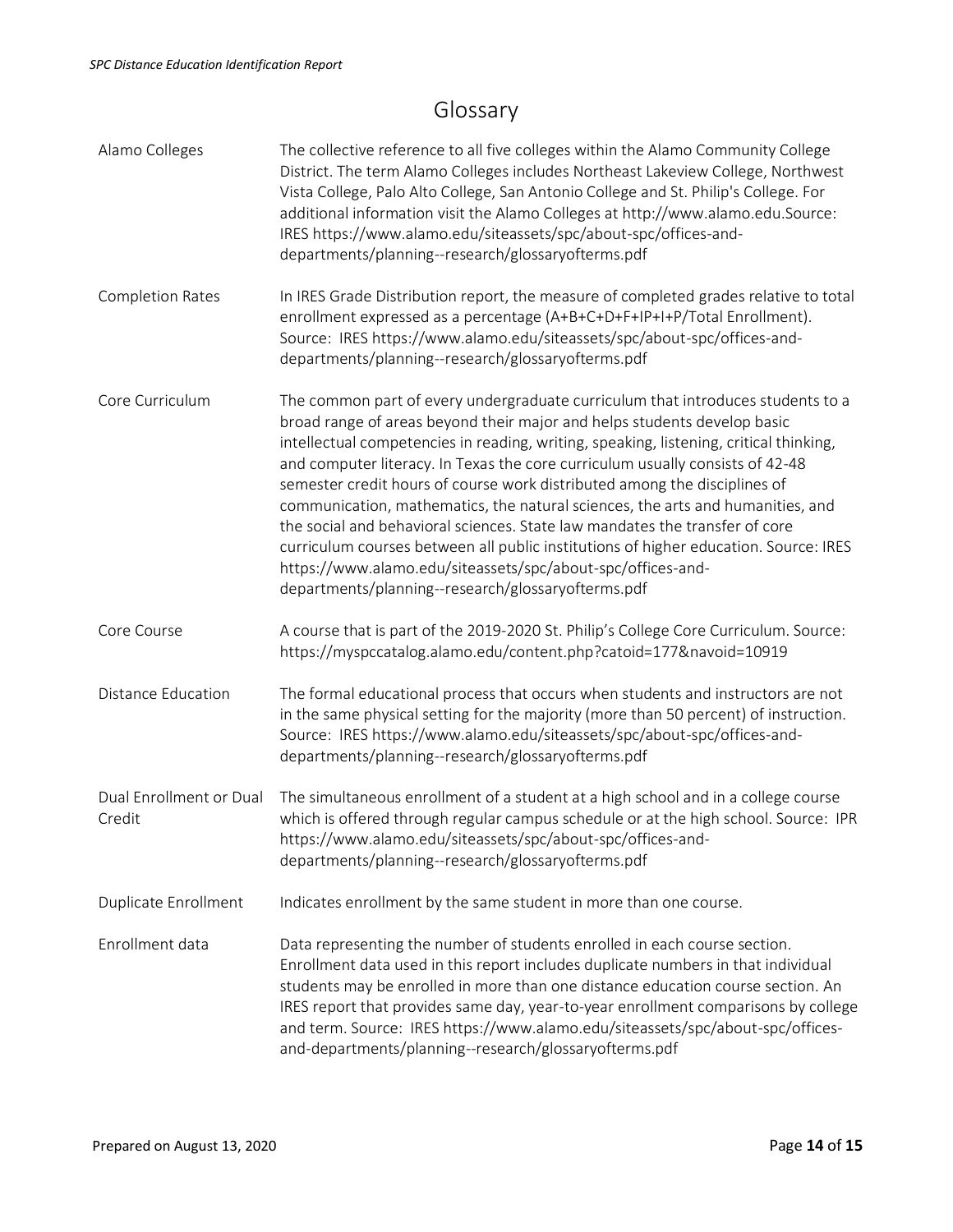# Glossary

| | |
|---|---|
| Alamo Colleges | The collective reference to all five colleges within the Alamo Community College District. The term Alamo Colleges includes Northeast Lakeview College, Northwest Vista College, Palo Alto College, San Antonio College and St. Philip's College. For additional information visit the Alamo Colleges at http://www.alamo.edu.Source: IRES https://www.alamo.edu/siteassets/spc/about-spc/offices-and-departments/planning--research/glossaryofterms.pdf |
| Completion Rates | In IRES Grade Distribution report, the measure of completed grades relative to total enrollment expressed as a percentage (A+B+C+D+F+IP+I+P/Total Enrollment). Source: IRES https://www.alamo.edu/siteassets/spc/about-spc/offices-and-departments/planning--research/glossaryofterms.pdf |
| Core Curriculum | The common part of every undergraduate curriculum that introduces students to a broad range of areas beyond their major and helps students develop basic intellectual competencies in reading, writing, speaking, listening, critical thinking, and computer literacy. In Texas the core curriculum usually consists of 42-48 semester credit hours of course work distributed among the disciplines of communication, mathematics, the natural sciences, the arts and humanities, and the social and behavioral sciences. State law mandates the transfer of core curriculum courses between all public institutions of higher education. Source: IRES https://www.alamo.edu/siteassets/spc/about-spc/offices-and-departments/planning--research/glossaryofterms.pdf |
| Core Course | A course that is part of the 2019-2020 St. Philip's College Core Curriculum. Source: https://myspccatalog.alamo.edu/content.php?catoid=177&navoid=10919 |
| Distance Education | The formal educational process that occurs when students and instructors are not in the same physical setting for the majority (more than 50 percent) of instruction. Source: IRES https://www.alamo.edu/siteassets/spc/about-spc/offices-and-departments/planning--research/glossaryofterms.pdf |
| Dual Enrollment or Dual Credit | The simultaneous enrollment of a student at a high school and in a college course which is offered through regular campus schedule or at the high school. Source: IPR https://www.alamo.edu/siteassets/spc/about-spc/offices-and-departments/planning--research/glossaryofterms.pdf |
| Duplicate Enrollment | Indicates enrollment by the same student in more than one course. |
| Enrollment data | Data representing the number of students enrolled in each course section. Enrollment data used in this report includes duplicate numbers in that individual students may be enrolled in more than one distance education course section. An IRES report that provides same day, year-to-year enrollment comparisons by college and term. Source: IRES https://www.alamo.edu/siteassets/spc/about-spc/offices-and-departments/planning--research/glossaryofterms.pdf |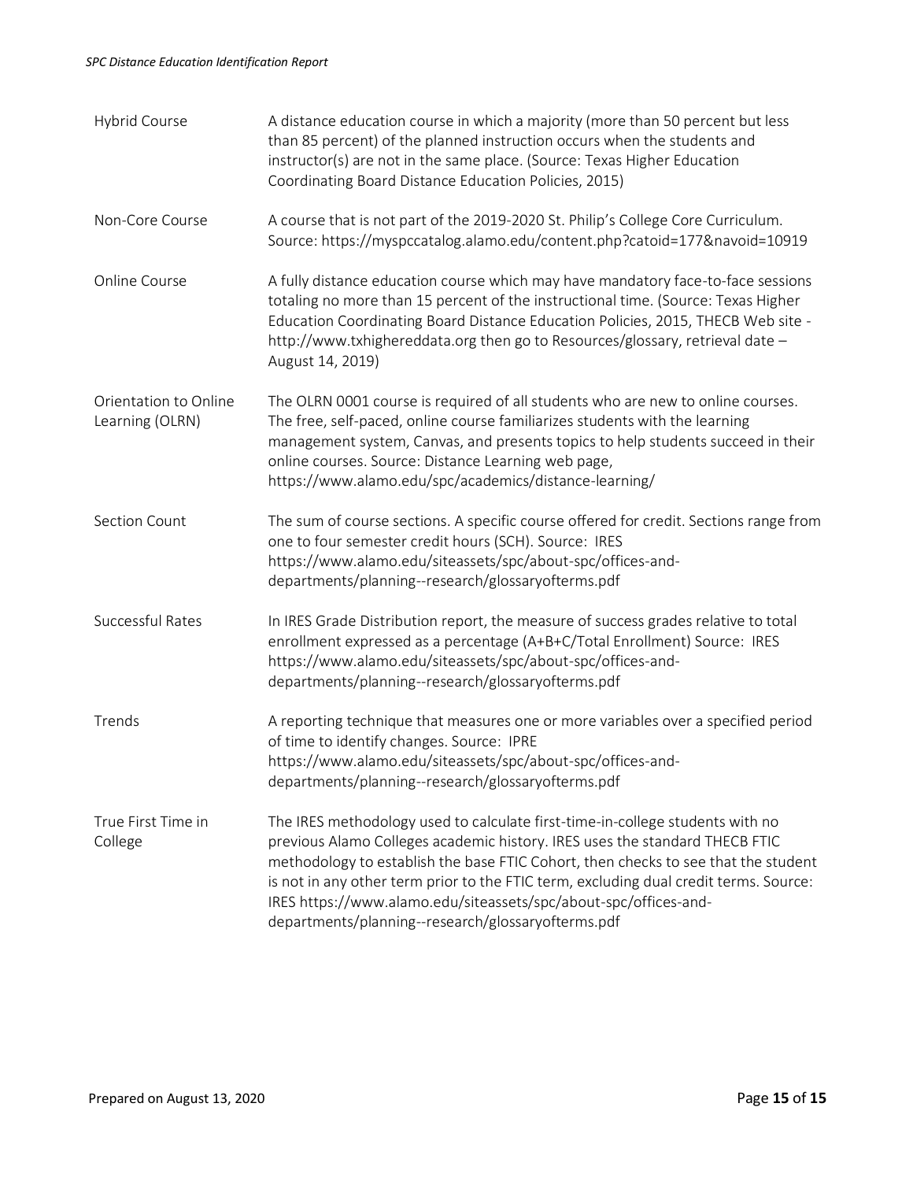| | |
|---|---|
| Hybrid Course | A distance education course in which a majority (more than 50 percent but less than 85 percent) of the planned instruction occurs when the students and instructor(s) are not in the same place. (Source: Texas Higher Education Coordinating Board Distance Education Policies, 2015) |
| Non-Core Course | A course that is not part of the 2019-2020 St. Philip's College Core Curriculum. Source: https://myspccatalog.alamo.edu/content.php?catoid=177&navoid=10919 |
| Online Course | A fully distance education course which may have mandatory face-to-face sessions totaling no more than 15 percent of the instructional time. (Source: Texas Higher Education Coordinating Board Distance Education Policies, 2015, THECB Web site - http://www.txhighereddata.org then go to Resources/glossary, retrieval date – August 14, 2019) |
| Orientation to Online Learning (OLRN) | The OLRN 0001 course is required of all students who are new to online courses. The free, self-paced, online course familiarizes students with the learning management system, Canvas, and presents topics to help students succeed in their online courses. Source: Distance Learning web page, https://www.alamo.edu/spc/academics/distance-learning/ |
| Section Count | The sum of course sections. A specific course offered for credit. Sections range from one to four semester credit hours (SCH). Source: IRES https://www.alamo.edu/siteassets/spc/about-spc/offices-and-departments/planning--research/glossaryofterms.pdf |
| Successful Rates | In IRES Grade Distribution report, the measure of success grades relative to total enrollment expressed as a percentage (A+B+C/Total Enrollment) Source: IRES https://www.alamo.edu/siteassets/spc/about-spc/offices-and-departments/planning--research/glossaryofterms.pdf |
| Trends | A reporting technique that measures one or more variables over a specified period of time to identify changes. Source: IPRE https://www.alamo.edu/siteassets/spc/about-spc/offices-and-departments/planning--research/glossaryofterms.pdf |
| True First Time in College | The IRES methodology used to calculate first-time-in-college students with no previous Alamo Colleges academic history. IRES uses the standard THECB FTIC methodology to establish the base FTIC Cohort, then checks to see that the student is not in any other term prior to the FTIC term, excluding dual credit terms. Source: IRES https://www.alamo.edu/siteassets/spc/about-spc/offices-and-departments/planning--research/glossaryofterms.pdf |

Prepared on August 13, 2020